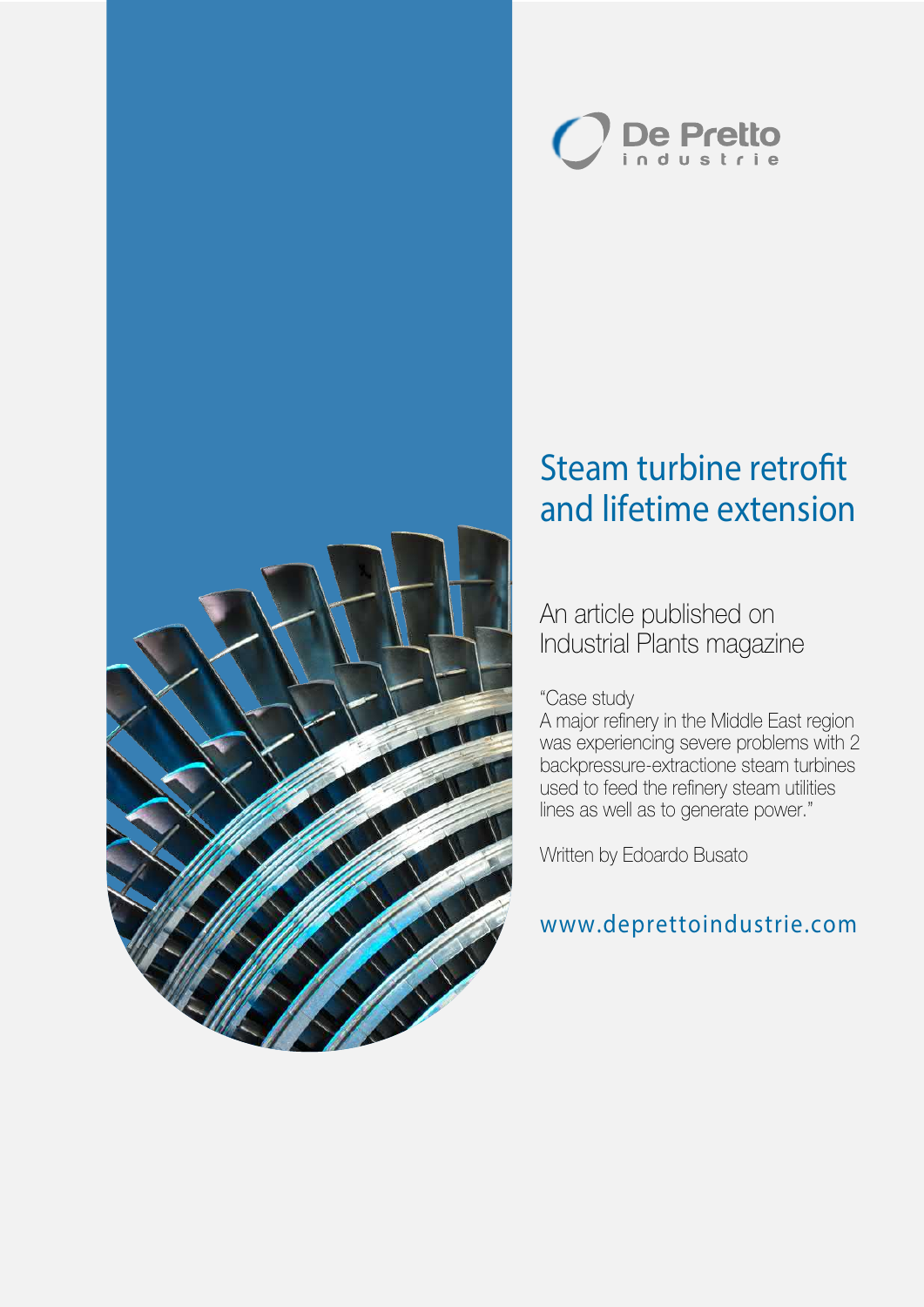De Pretto
industrie

# Steam turbine retrofit and lifetime extension

An article published on Industrial Plants magazine

"Case study
A major refinery in the Middle East region was experiencing severe problems with 2 backpressure-extractione steam turbines used to feed the refinery steam utilities lines as well as to generate power."

Written by Edoardo Busato

www.deprettoindustrie.com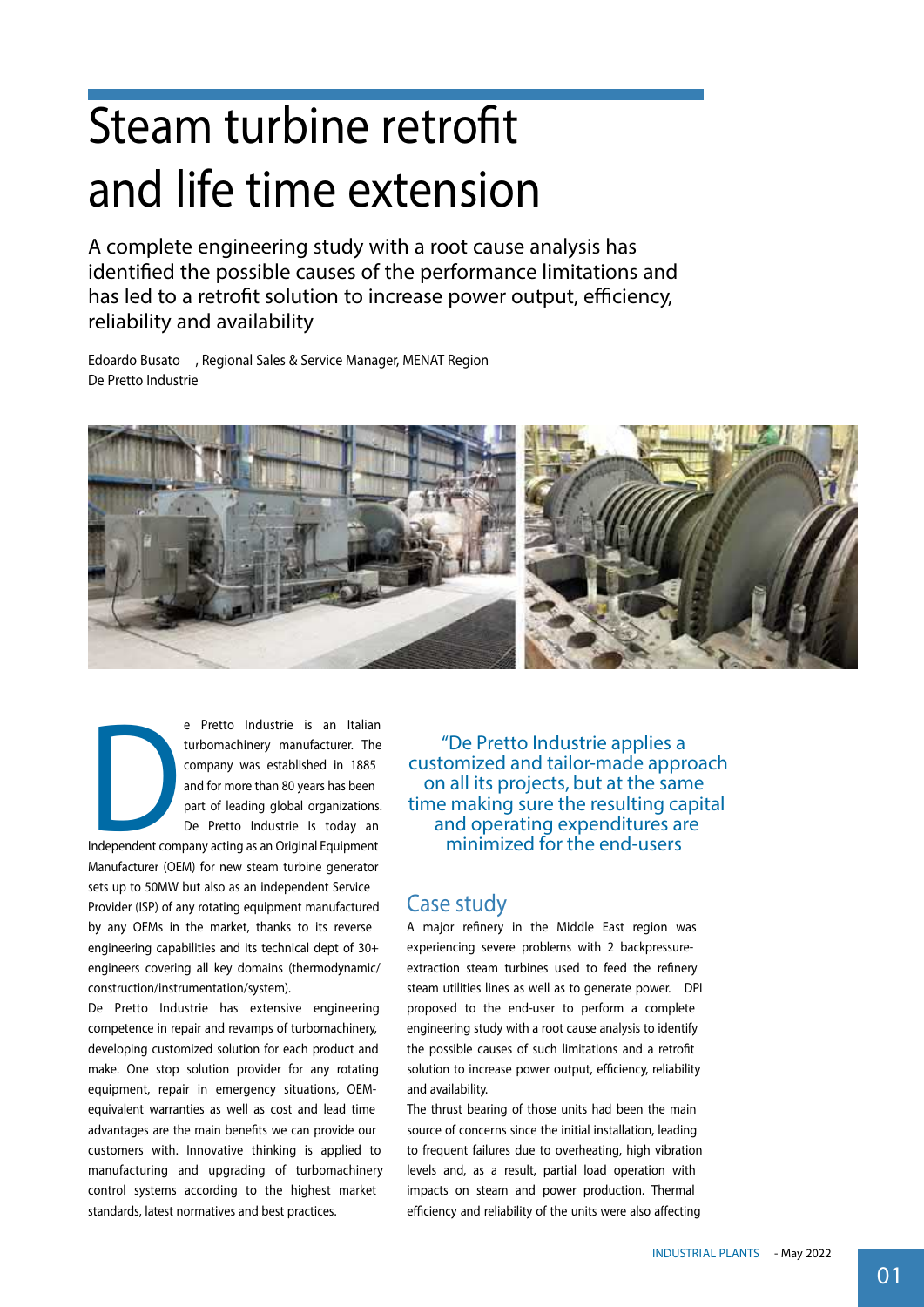# Steam turbine retrofit and life time extension

A complete engineering study with a root cause analysis has identified the possible causes of the performance limitations and has led to a retrofit solution to increase power output, efficiency, reliability and availability

Edoardo Busato , Regional Sales & Service Manager, MENAT Region
De Pretto Industrie

De Pretto Industrie is an Italian turbomachinery manufacturer. The company was established in 1885 and for more than 80 years has been part of leading global organizations. De Pretto Industrie Is today an Independent company acting as an Original Equipment Manufacturer (OEM) for new steam turbine generator sets up to 50MW but also as an independent Service Provider (ISP) of any rotating equipment manufactured by any OEMs in the market, thanks to its reverse engineering capabilities and its technical dept of 30+ engineers covering all key domains (thermodynamic/construction/instrumentation/system).

De Pretto Industrie has extensive engineering competence in repair and revamps of turbomachinery, developing customized solution for each product and make. One stop solution provider for any rotating equipment, repair in emergency situations, OEM-equivalent warranties as well as cost and lead time advantages are the main benefits we can provide our customers with. Innovative thinking is applied to manufacturing and upgrading of turbomachinery control systems according to the highest market standards, latest normatives and best practices.

> "De Pretto Industrie applies a customized and tailor-made approach on all its projects, but at the same time making sure the resulting capital and operating expenditures are minimized for the end-users

## Case study

A major refinery in the Middle East region was experiencing severe problems with 2 backpressure-extraction steam turbines used to feed the refinery steam utilities lines as well as to generate power. DPI proposed to the end-user to perform a complete engineering study with a root cause analysis to identify the possible causes of such limitations and a retrofit solution to increase power output, efficiency, reliability and availability.

The thrust bearing of those units had been the main source of concerns since the initial installation, leading to frequent failures due to overheating, high vibration levels and, as a result, partial load operation with impacts on steam and power production. Thermal efficiency and reliability of the units were also affecting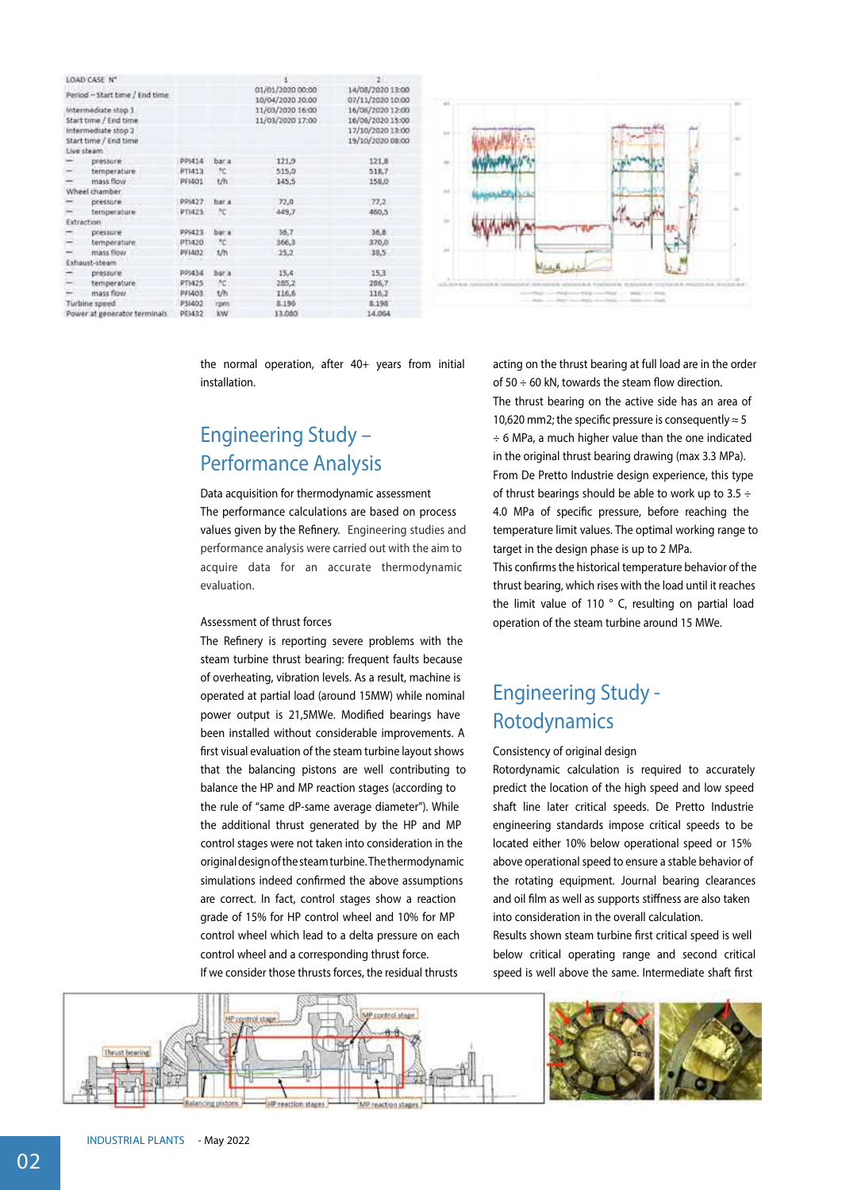| LOAD CASE N° | | | 1 | 2 |
|---|---|---|---|---|
| Period – Start time / End time | | | 01/01/2020 00:00<br>10/04/2020 20:00 | 14/08/2020 13:00<br>07/11/2020 10:00 |
| Intermediate stop 1<br>Start time / End time | | | 11/03/2020 16:00<br>11/03/2020 17:00 | 16/08/2020 12:00<br>16/08/2020 15:00 |
| Intermediate stop 2<br>Start time / End time | | | | 17/10/2020 13:00<br>19/10/2020 08:00 |
| Live steam | | | | |
| — pressure | PPI414 | bar a | 121,9 | 121,8 |
| — temperature | PTI413 | °C | 515,0 | 518,7 |
| — mass flow | PFI401 | t/h | 145,5 | 158,0 |
| Wheel chamber | | | | |
| — pressure | PPI427 | bar a | 72,0 | 77,2 |
| — temperature | PTI425 | °C | 449,7 | 460,5 |
| Extraction | | | | |
| — pressure | PPI423 | bar a | 36,7 | 38,8 |
| — temperature | PTI420 | °C | 366,3 | 370,0 |
| — mass flow | PFI402 | t/h | 25,2 | 38,5 |
| Exhaust-steam | | | | |
| — pressure | PPI434 | bar a | 15,4 | 15,3 |
| — temperature | PTI425 | °C | 285,2 | 286,7 |
| — mass flow | PFI403 | t/h | 116,6 | 116,2 |
| Turbine speed | PSI402 | rpm | 8.196 | 8.198 |
| Power at generator terminals | PEI432 | kW | 13.080 | 14.064 |

the normal operation, after 40+ years from initial installation.

## Engineering Study – Performance Analysis

Data acquisition for thermodynamic assessment

The performance calculations are based on process values given by the Refinery. Engineering studies and performance analysis were carried out with the aim to acquire data for an accurate thermodynamic evaluation.

Assessment of thrust forces

The Refinery is reporting severe problems with the steam turbine thrust bearing: frequent faults because of overheating, vibration levels. As a result, machine is operated at partial load (around 15MW) while nominal power output is 21,5MWe. Modified bearings have been installed without considerable improvements. A first visual evaluation of the steam turbine layout shows that the balancing pistons are well contributing to balance the HP and MP reaction stages (according to the rule of "same dP-same average diameter"). While the additional thrust generated by the HP and MP control stages were not taken into consideration in the original design of the steam turbine. The thermodynamic simulations indeed confirmed the above assumptions are correct. In fact, control stages show a reaction grade of 15% for HP control wheel and 10% for MP control wheel which lead to a delta pressure on each control wheel and a corresponding thrust force.

If we consider those thrusts forces, the residual thrusts acting on the thrust bearing at full load are in the order of 50 ÷ 60 kN, towards the steam flow direction.

The thrust bearing on the active side has an area of 10,620 mm2; the specific pressure is consequently ≈ 5 ÷ 6 MPa, a much higher value than the one indicated in the original thrust bearing drawing (max 3.3 MPa). From De Pretto Industrie design experience, this type of thrust bearings should be able to work up to 3.5 ÷ 4.0 MPa of specific pressure, before reaching the temperature limit values. The optimal working range to target in the design phase is up to 2 MPa.

This confirms the historical temperature behavior of the thrust bearing, which rises with the load until it reaches the limit value of 110 ° C, resulting on partial load operation of the steam turbine around 15 MWe.

## Engineering Study - Rotodynamics

Consistency of original design

Rotordynamic calculation is required to accurately predict the location of the high speed and low speed shaft line later critical speeds. De Pretto Industrie engineering standards impose critical speeds to be located either 10% below operational speed or 15% above operational speed to ensure a stable behavior of the rotating equipment. Journal bearing clearances and oil film as well as supports stiffness are also taken into consideration in the overall calculation.

Results shown steam turbine first critical speed is well below critical operating range and second critical speed is well above the same. Intermediate shaft first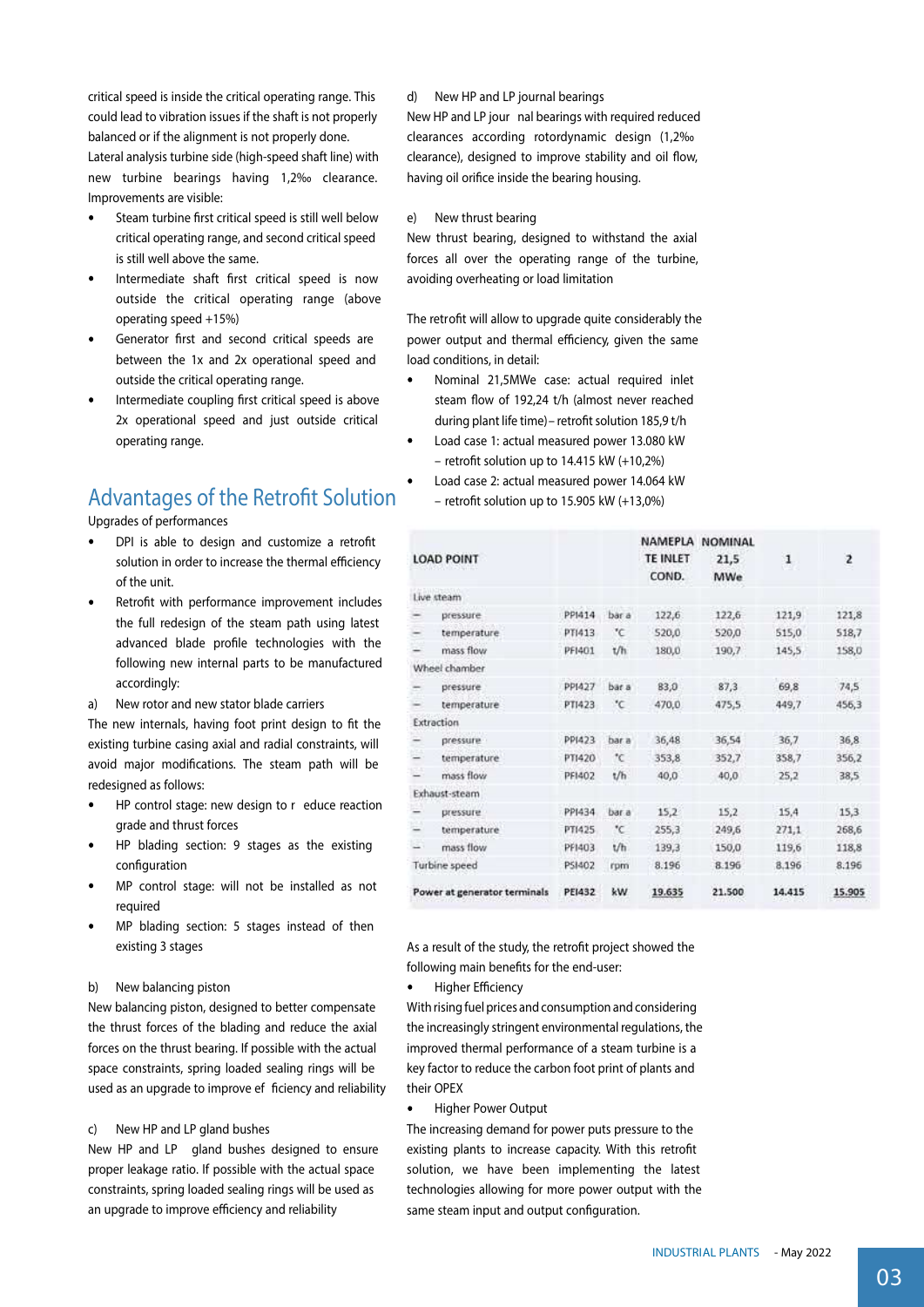critical speed is inside the critical operating range. This could lead to vibration issues if the shaft is not properly balanced or if the alignment is not properly done.

Lateral analysis turbine side (high-speed shaft line) with new turbine bearings having 1,2‰ clearance. Improvements are visible:

- Steam turbine first critical speed is still well below critical operating range, and second critical speed is still well above the same.
- Intermediate shaft first critical speed is now outside the critical operating range (above operating speed +15%)
- Generator first and second critical speeds are between the 1x and 2x operational speed and outside the critical operating range.
- Intermediate coupling first critical speed is above 2x operational speed and just outside critical operating range.

## Advantages of the Retrofit Solution

Upgrades of performances

- DPI is able to design and customize a retrofit solution in order to increase the thermal efficiency of the unit.
- Retrofit with performance improvement includes the full redesign of the steam path using latest advanced blade profile technologies with the following new internal parts to be manufactured accordingly:

a) New rotor and new stator blade carriers

The new internals, having foot print design to fit the existing turbine casing axial and radial constraints, will avoid major modifications. The steam path will be redesigned as follows:

- HP control stage: new design to r educe reaction grade and thrust forces
- HP blading section: 9 stages as the existing configuration
- MP control stage: will not be installed as not required
- MP blading section: 5 stages instead of then existing 3 stages

b) New balancing piston

New balancing piston, designed to better compensate the thrust forces of the blading and reduce the axial forces on the thrust bearing. If possible with the actual space constraints, spring loaded sealing rings will be used as an upgrade to improve ef ficiency and reliability

c) New HP and LP gland bushes

New HP and LP gland bushes designed to ensure proper leakage ratio. If possible with the actual space constraints, spring loaded sealing rings will be used as an upgrade to improve efficiency and reliability

d) New HP and LP journal bearings

New HP and LP jour nal bearings with required reduced clearances according rotordynamic design (1,2‰ clearance), designed to improve stability and oil flow, having oil orifice inside the bearing housing.

e) New thrust bearing

New thrust bearing, designed to withstand the axial forces all over the operating range of the turbine, avoiding overheating or load limitation

The retrofit will allow to upgrade quite considerably the power output and thermal efficiency, given the same load conditions, in detail:

- Nominal 21,5MWe case: actual required inlet steam flow of 192,24 t/h (almost never reached during plant life time) – retrofit solution 185,9 t/h
- Load case 1: actual measured power 13.080 kW – retrofit solution up to 14.415 kW (+10,2%)
- Load case 2: actual measured power 14.064 kW – retrofit solution up to 15.905 kW (+13,0%)

| LOAD POINT | | | NAMEPLATE INLET COND. | NOMINAL 21,5 MWe | 1 | 2 |
|---|---|---|---|---|---|---|
| Live steam | | | | | | |
| – pressure | PPI414 | bar a | 122,6 | 122,6 | 121,9 | 121,8 |
| – temperature | PTI413 | °C | 520,0 | 520,0 | 515,0 | 518,7 |
| – mass flow | PFI401 | t/h | 180,0 | 190,7 | 145,5 | 158,0 |
| Wheel chamber | | | | | | |
| – pressure | PPI427 | bar a | 83,0 | 87,3 | 69,8 | 74,5 |
| – temperature | PTI423 | °C | 470,0 | 475,5 | 449,7 | 456,3 |
| Extraction | | | | | | |
| – pressure | PPI423 | bar a | 36,48 | 36,54 | 36,7 | 36,8 |
| – temperature | PTI420 | °C | 353,8 | 352,7 | 358,7 | 356,2 |
| – mass flow | PFI402 | t/h | 40,0 | 40,0 | 25,2 | 38,5 |
| Exhaust-steam | | | | | | |
| – pressure | PPI434 | bar a | 15,2 | 15,2 | 15,4 | 15,3 |
| – temperature | PTI425 | °C | 255,3 | 249,6 | 271,1 | 268,6 |
| – mass flow | PFI403 | t/h | 139,3 | 150,0 | 119,6 | 118,8 |
| Turbine speed | PSI402 | rpm | 8.196 | 8.196 | 8.196 | 8.196 |
| **Power at generator terminals** | **PEI432** | **kW** | **19.635** | **21.500** | **14.415** | **15.905** |

As a result of the study, the retrofit project showed the following main benefits for the end-user:

- Higher Efficiency

With rising fuel prices and consumption and considering the increasingly stringent environmental regulations, the improved thermal performance of a steam turbine is a key factor to reduce the carbon foot print of plants and their OPEX

- Higher Power Output

The increasing demand for power puts pressure to the existing plants to increase capacity. With this retrofit solution, we have been implementing the latest technologies allowing for more power output with the same steam input and output configuration.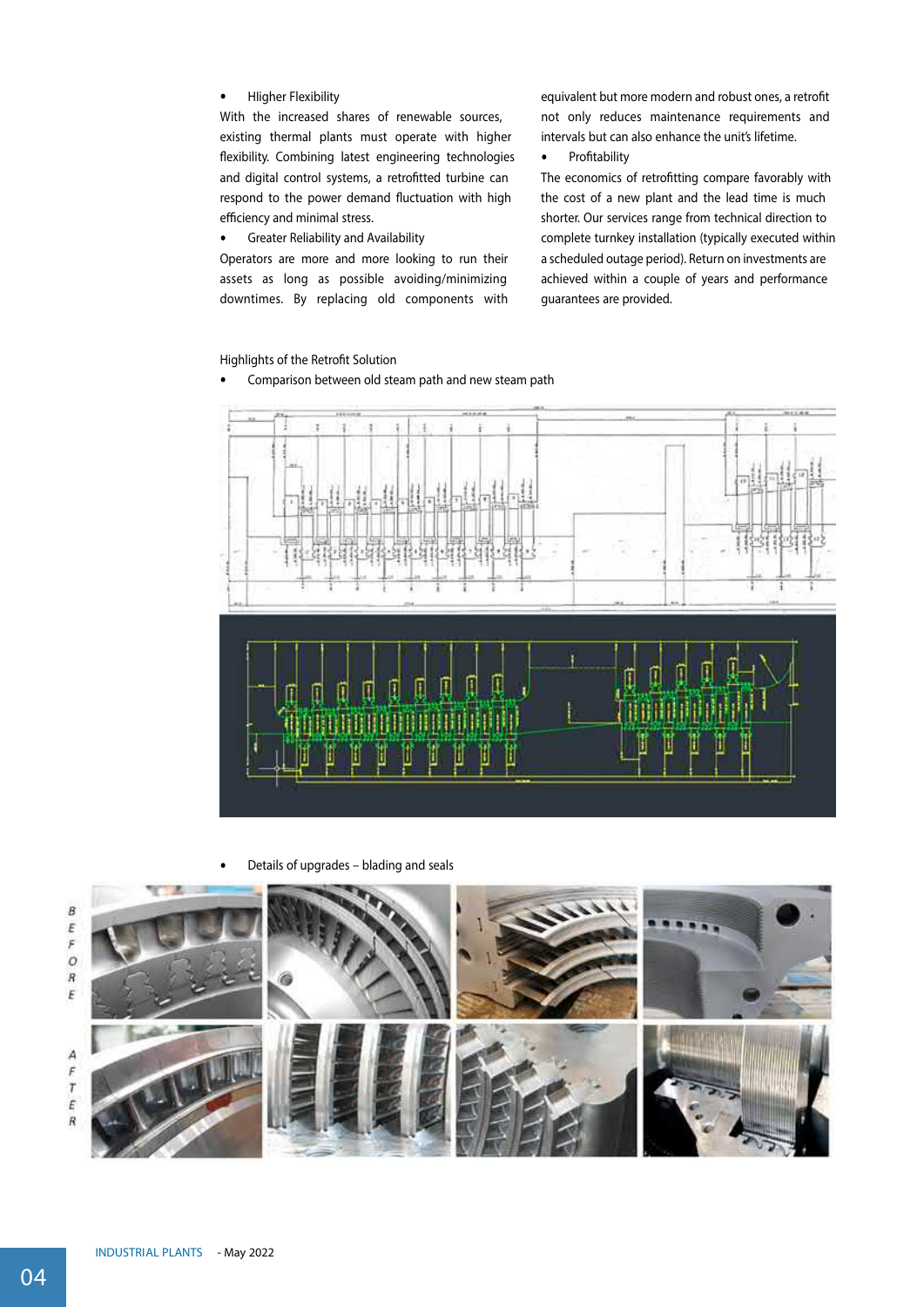- Hligher Flexibility

With the increased shares of renewable sources, existing thermal plants must operate with higher flexibility. Combining latest engineering technologies and digital control systems, a retrofitted turbine can respond to the power demand fluctuation with high efficiency and minimal stress.

- Greater Reliability and Availability

Operators are more and more looking to run their assets as long as possible avoiding/minimizing downtimes. By replacing old components with equivalent but more modern and robust ones, a retrofit not only reduces maintenance requirements and intervals but can also enhance the unit's lifetime.

- Profitability

The economics of retrofitting compare favorably with the cost of a new plant and the lead time is much shorter. Our services range from technical direction to complete turnkey installation (typically executed within a scheduled outage period). Return on investments are achieved within a couple of years and performance guarantees are provided.

Highlights of the Retrofit Solution

- Comparison between old steam path and new steam path

- Details of upgrades – blading and seals

BEFORE

AFTER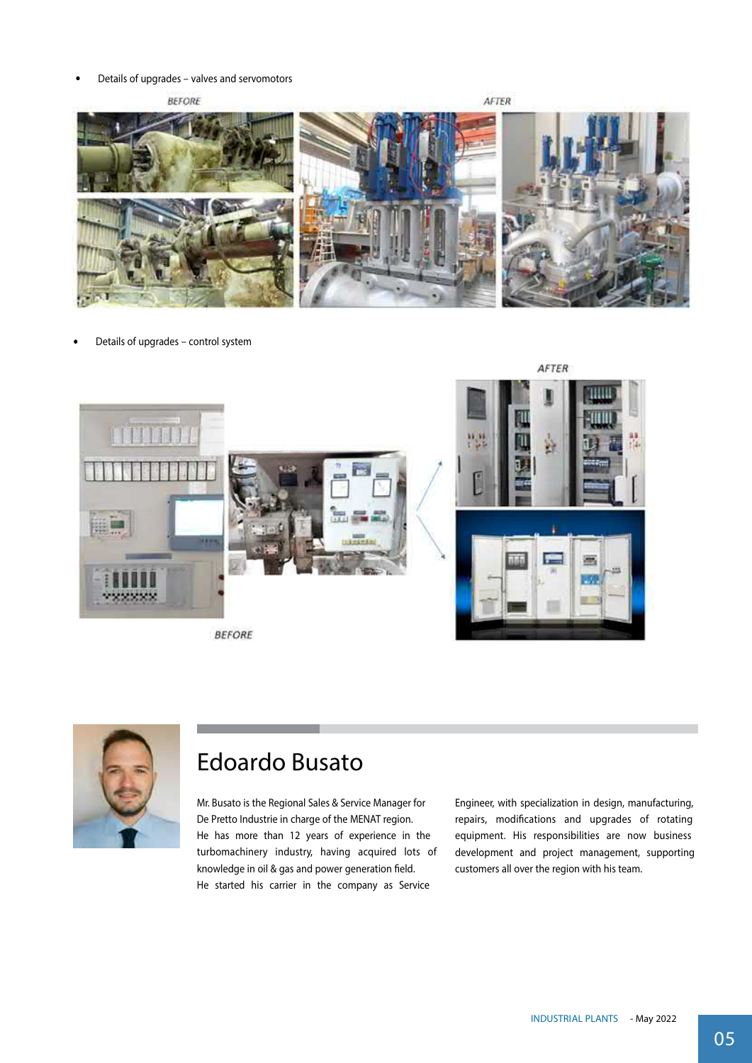- Details of upgrades – valves and servomotors

- Details of upgrades – control system

## Edoardo Busato

Mr. Busato is the Regional Sales & Service Manager for De Pretto Industrie in charge of the MENAT region.
He has more than 12 years of experience in the turbomachinery industry, having acquired lots of knowledge in oil & gas and power generation field.
He started his carrier in the company as Service Engineer, with specialization in design, manufacturing, repairs, modifications and upgrades of rotating equipment. His responsibilities are now business development and project management, supporting customers all over the region with his team.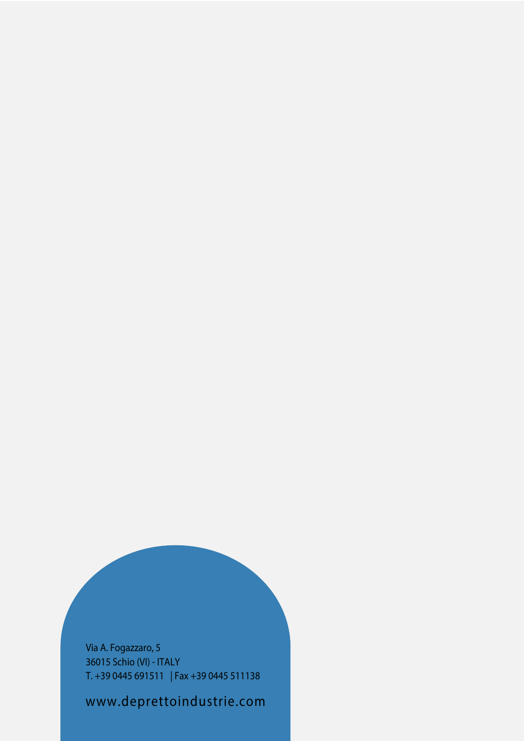Via A. Fogazzaro, 5
36015 Schio (VI) - ITALY
T. +39 0445 691511 | Fax +39 0445 511138

www.deprettoindustrie.com